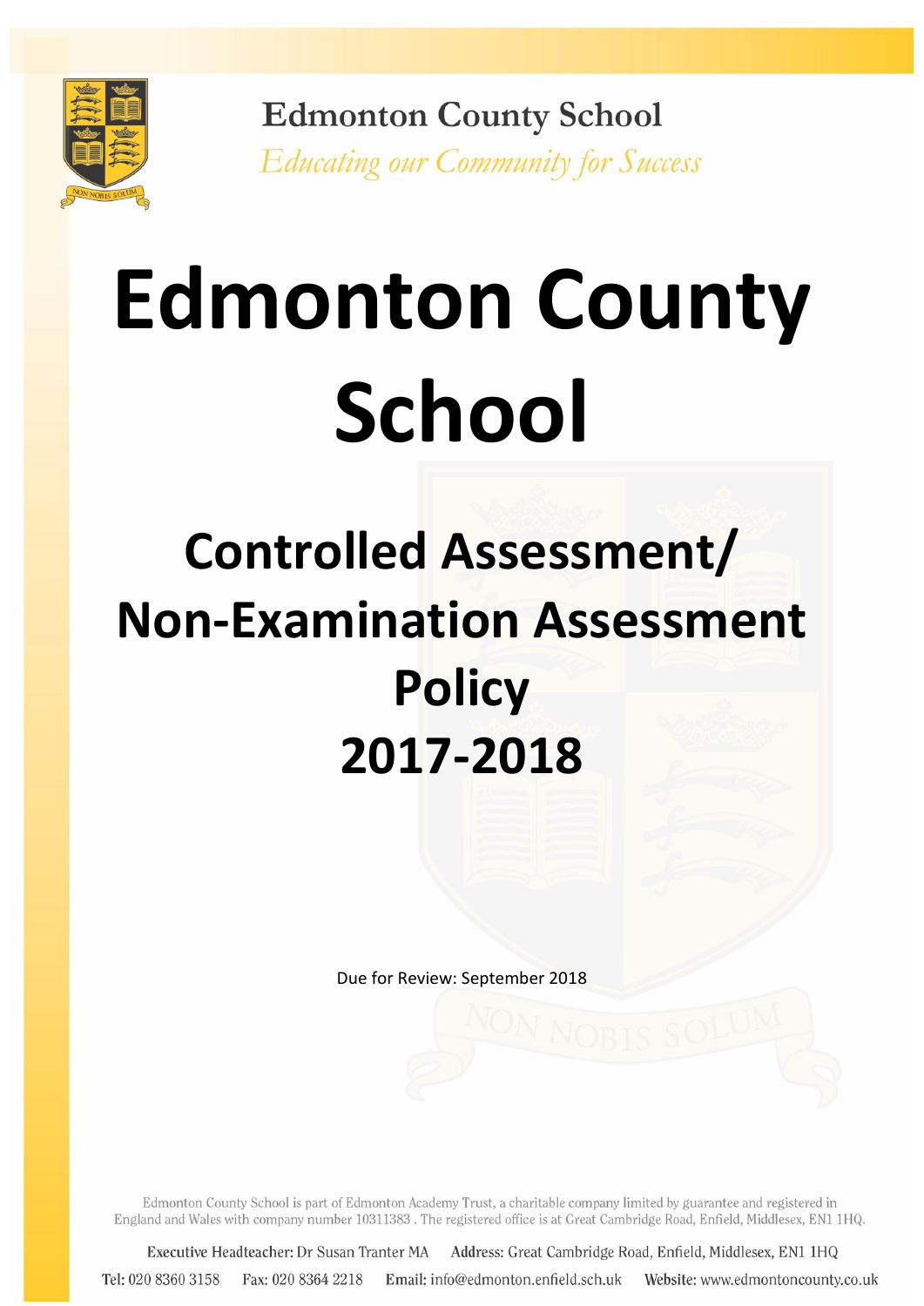Edmonton County School

*Educating our Community for Success*

# Edmonton County School

## Controlled Assessment/ Non-Examination Assessment Policy 2017-2018

Due for Review: September 2018

Edmonton County School is part of Edmonton Academy Trust, a charitable company limited by guarantee and registered in England and Wales with company number 10311383 . The registered office is at Great Cambridge Road, Enfield, Middlesex, EN1 1HQ.

Executive Headteacher: Dr Susan Tranter MA  Address: Great Cambridge Road, Enfield, Middlesex, EN1 1HQ

Tel: 020 8360 3158  Fax: 020 8364 2218  Email: info@edmonton.enfield.sch.uk  Website: www.edmontoncounty.co.uk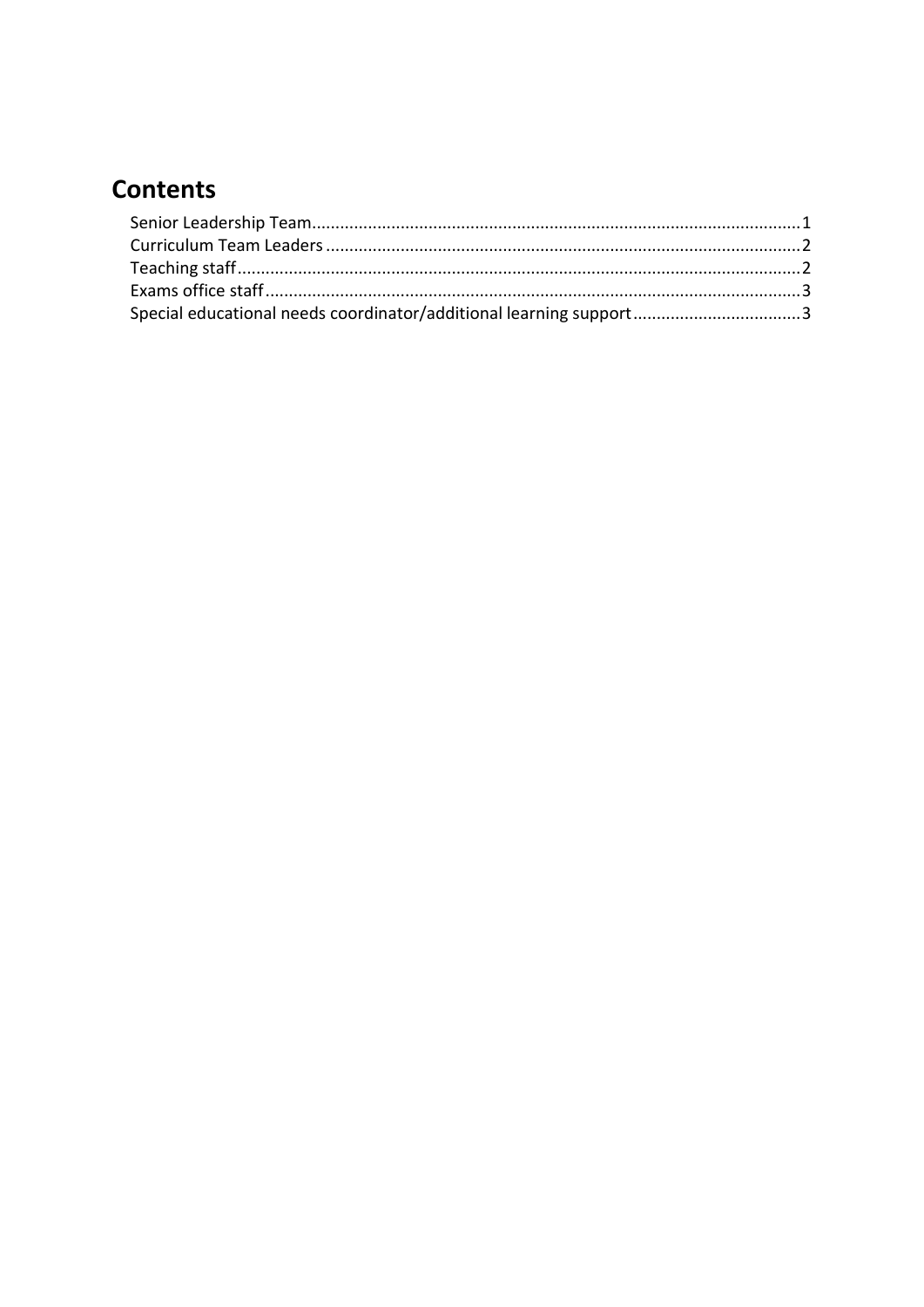# Contents

- Senior Leadership Team .......... 1
- Curriculum Team Leaders .......... 2
- Teaching staff .......... 2
- Exams office staff .......... 3
- Special educational needs coordinator/additional learning support .......... 3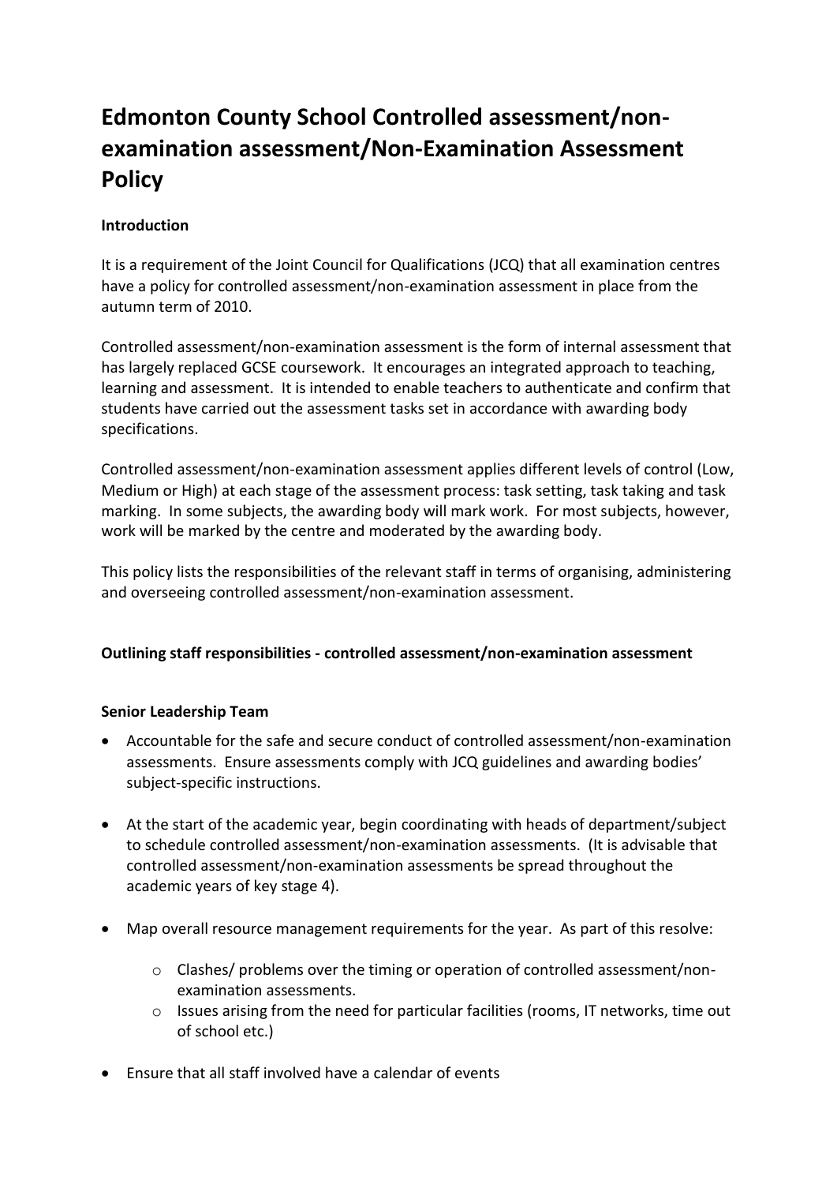# Edmonton County School Controlled assessment/non-examination assessment/Non-Examination Assessment Policy

**Introduction**

It is a requirement of the Joint Council for Qualifications (JCQ) that all examination centres have a policy for controlled assessment/non-examination assessment in place from the autumn term of 2010.

Controlled assessment/non-examination assessment is the form of internal assessment that has largely replaced GCSE coursework. It encourages an integrated approach to teaching, learning and assessment. It is intended to enable teachers to authenticate and confirm that students have carried out the assessment tasks set in accordance with awarding body specifications.

Controlled assessment/non-examination assessment applies different levels of control (Low, Medium or High) at each stage of the assessment process: task setting, task taking and task marking. In some subjects, the awarding body will mark work. For most subjects, however, work will be marked by the centre and moderated by the awarding body.

This policy lists the responsibilities of the relevant staff in terms of organising, administering and overseeing controlled assessment/non-examination assessment.

**Outlining staff responsibilities - controlled assessment/non-examination assessment**

**Senior Leadership Team**

- Accountable for the safe and secure conduct of controlled assessment/non-examination assessments. Ensure assessments comply with JCQ guidelines and awarding bodies' subject-specific instructions.

- At the start of the academic year, begin coordinating with heads of department/subject to schedule controlled assessment/non-examination assessments. (It is advisable that controlled assessment/non-examination assessments be spread throughout the academic years of key stage 4).

- Map overall resource management requirements for the year. As part of this resolve:

  - Clashes/ problems over the timing or operation of controlled assessment/non-examination assessments.
  - Issues arising from the need for particular facilities (rooms, IT networks, time out of school etc.)

- Ensure that all staff involved have a calendar of events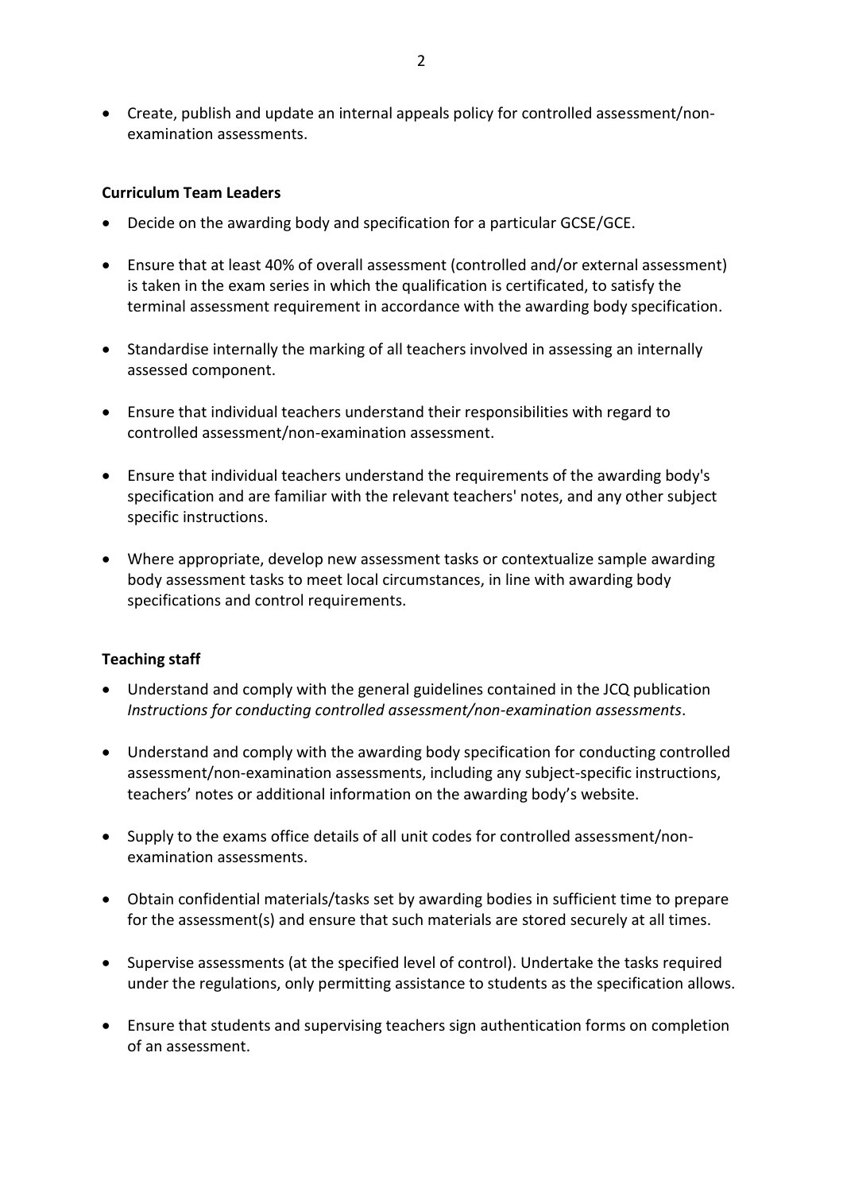- Create, publish and update an internal appeals policy for controlled assessment/non-examination assessments.

**Curriculum Team Leaders**

- Decide on the awarding body and specification for a particular GCSE/GCE.
- Ensure that at least 40% of overall assessment (controlled and/or external assessment) is taken in the exam series in which the qualification is certificated, to satisfy the terminal assessment requirement in accordance with the awarding body specification.
- Standardise internally the marking of all teachers involved in assessing an internally assessed component.
- Ensure that individual teachers understand their responsibilities with regard to controlled assessment/non-examination assessment.
- Ensure that individual teachers understand the requirements of the awarding body's specification and are familiar with the relevant teachers' notes, and any other subject specific instructions.
- Where appropriate, develop new assessment tasks or contextualize sample awarding body assessment tasks to meet local circumstances, in line with awarding body specifications and control requirements.

**Teaching staff**

- Understand and comply with the general guidelines contained in the JCQ publication *Instructions for conducting controlled assessment/non-examination assessments*.
- Understand and comply with the awarding body specification for conducting controlled assessment/non-examination assessments, including any subject-specific instructions, teachers' notes or additional information on the awarding body's website.
- Supply to the exams office details of all unit codes for controlled assessment/non-examination assessments.
- Obtain confidential materials/tasks set by awarding bodies in sufficient time to prepare for the assessment(s) and ensure that such materials are stored securely at all times.
- Supervise assessments (at the specified level of control). Undertake the tasks required under the regulations, only permitting assistance to students as the specification allows.
- Ensure that students and supervising teachers sign authentication forms on completion of an assessment.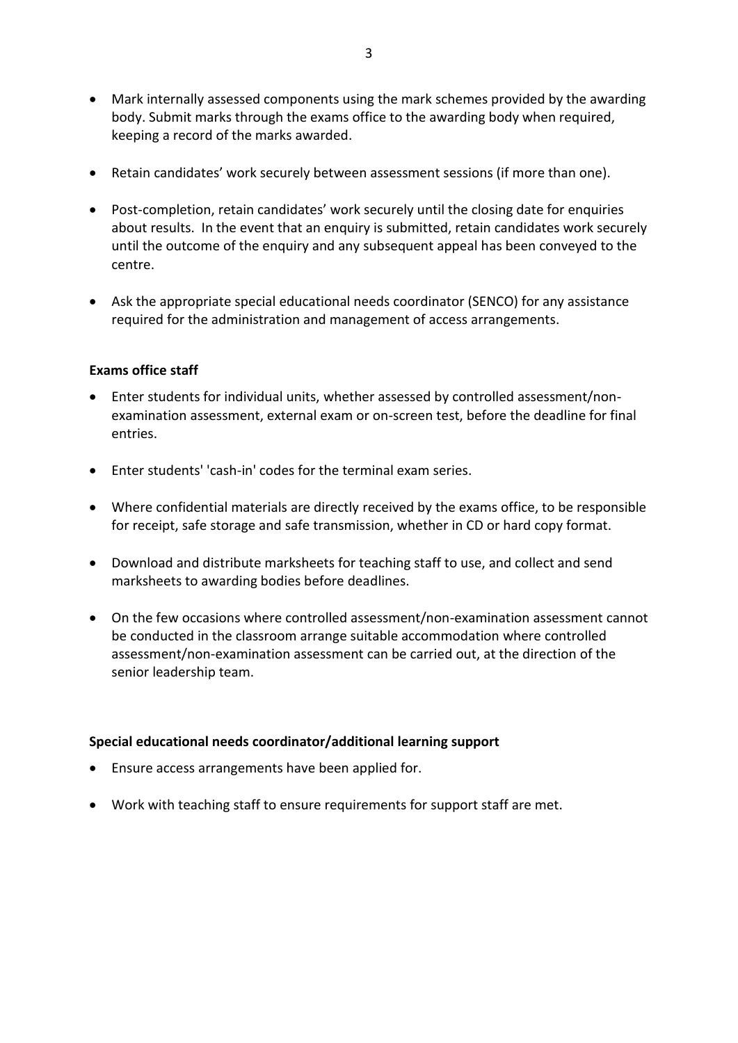- Mark internally assessed components using the mark schemes provided by the awarding body. Submit marks through the exams office to the awarding body when required, keeping a record of the marks awarded.

- Retain candidates' work securely between assessment sessions (if more than one).

- Post-completion, retain candidates' work securely until the closing date for enquiries about results. In the event that an enquiry is submitted, retain candidates work securely until the outcome of the enquiry and any subsequent appeal has been conveyed to the centre.

- Ask the appropriate special educational needs coordinator (SENCO) for any assistance required for the administration and management of access arrangements.

**Exams office staff**

- Enter students for individual units, whether assessed by controlled assessment/non-examination assessment, external exam or on-screen test, before the deadline for final entries.

- Enter students' 'cash-in' codes for the terminal exam series.

- Where confidential materials are directly received by the exams office, to be responsible for receipt, safe storage and safe transmission, whether in CD or hard copy format.

- Download and distribute marksheets for teaching staff to use, and collect and send marksheets to awarding bodies before deadlines.

- On the few occasions where controlled assessment/non-examination assessment cannot be conducted in the classroom arrange suitable accommodation where controlled assessment/non-examination assessment can be carried out, at the direction of the senior leadership team.

**Special educational needs coordinator/additional learning support**

- Ensure access arrangements have been applied for.

- Work with teaching staff to ensure requirements for support staff are met.